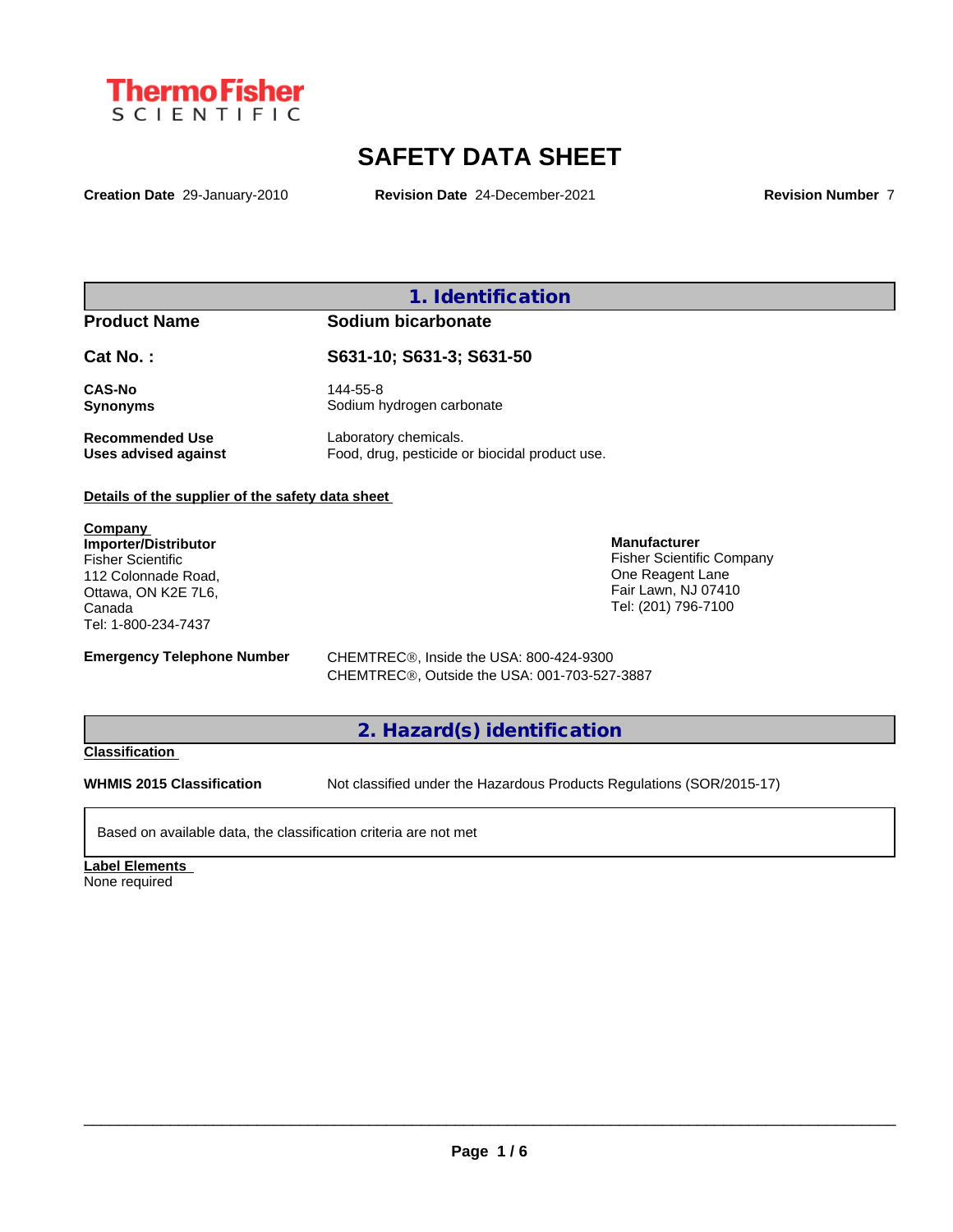ThermoFisher SCIENTIFIC

# SAFETY DATA SHEET

**Creation Date** 29-January-2010 **Revision Date** 24-December-2021 **Revision Number** 7

## 1. Identification

| | |
|---|---|
| **Product Name** | **Sodium bicarbonate** |
| **Cat No. :** | **S631-10; S631-3; S631-50** |
| **CAS-No** | 144-55-8 |
| **Synonyms** | Sodium hydrogen carbonate |
| **Recommended Use** | Laboratory chemicals. |
| **Uses advised against** | Food, drug, pesticide or biocidal product use. |

**Details of the supplier of the safety data sheet**

**Company**
**Importer/Distributor**
Fisher Scientific
112 Colonnade Road,
Ottawa, ON K2E 7L6,
Canada
Tel: 1-800-234-7437

**Manufacturer**
Fisher Scientific Company
One Reagent Lane
Fair Lawn, NJ 07410
Tel: (201) 796-7100

**Emergency Telephone Number**
CHEMTREC®, Inside the USA: 800-424-9300
CHEMTREC®, Outside the USA: 001-703-527-3887

## 2. Hazard(s) identification

**Classification**

**WHMIS 2015 Classification** Not classified under the Hazardous Products Regulations (SOR/2015-17)

Based on available data, the classification criteria are not met

**Label Elements**
None required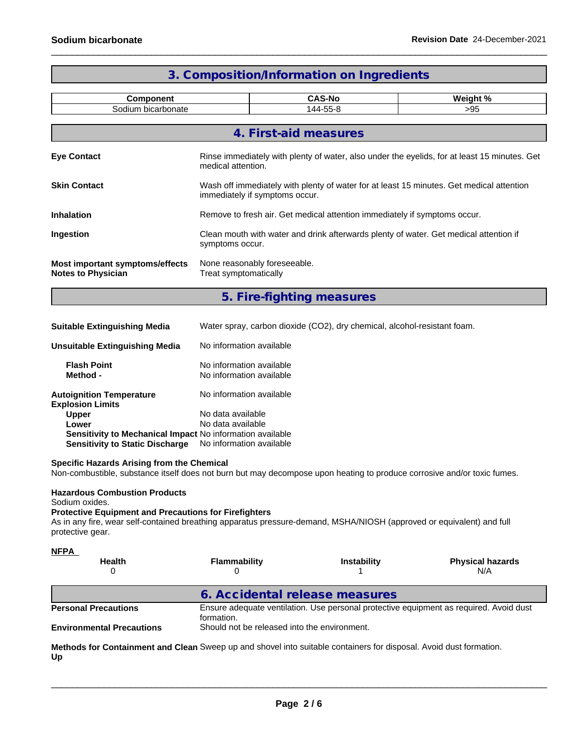## 3. Composition/Information on Ingredients

| Component | CAS-No | Weight % |
|---|---|---|
| Sodium bicarbonate | 144-55-8 | >95 |

## 4. First-aid measures

| | |
|---|---|
| **Eye Contact** | Rinse immediately with plenty of water, also under the eyelids, for at least 15 minutes. Get medical attention. |
| **Skin Contact** | Wash off immediately with plenty of water for at least 15 minutes. Get medical attention immediately if symptoms occur. |
| **Inhalation** | Remove to fresh air. Get medical attention immediately if symptoms occur. |
| **Ingestion** | Clean mouth with water and drink afterwards plenty of water. Get medical attention if symptoms occur. |
| **Most important symptoms/effects** | None reasonably foreseeable. |
| **Notes to Physician** | Treat symptomatically |

## 5. Fire-fighting measures

| | |
|---|---|
| **Suitable Extinguishing Media** | Water spray, carbon dioxide ($CO_2$), dry chemical, alcohol-resistant foam. |
| **Unsuitable Extinguishing Media** | No information available |
| **Flash Point** | No information available |
| **Method -** | No information available |
| **Autoignition Temperature** | No information available |
| **Explosion Limits** | |
| **Upper** | No data available |
| **Lower** | No data available |
| **Sensitivity to Mechanical Impact** | No information available |
| **Sensitivity to Static Discharge** | No information available |

**Specific Hazards Arising from the Chemical**
Non-combustible, substance itself does not burn but may decompose upon heating to produce corrosive and/or toxic fumes.

**Hazardous Combustion Products**
Sodium oxides.

**Protective Equipment and Precautions for Firefighters**
As in any fire, wear self-contained breathing apparatus pressure-demand, MSHA/NIOSH (approved or equivalent) and full protective gear.

**NFPA**

| Health | Flammability | Instability | Physical hazards |
|---|---|---|---|
| 0 | 0 | 1 | N/A |

## 6. Accidental release measures

| | |
|---|---|
| **Personal Precautions** | Ensure adequate ventilation. Use personal protective equipment as required. Avoid dust formation. |
| **Environmental Precautions** | Should not be released into the environment. |
| **Methods for Containment and Clean Up** | Sweep up and shovel into suitable containers for disposal. Avoid dust formation. |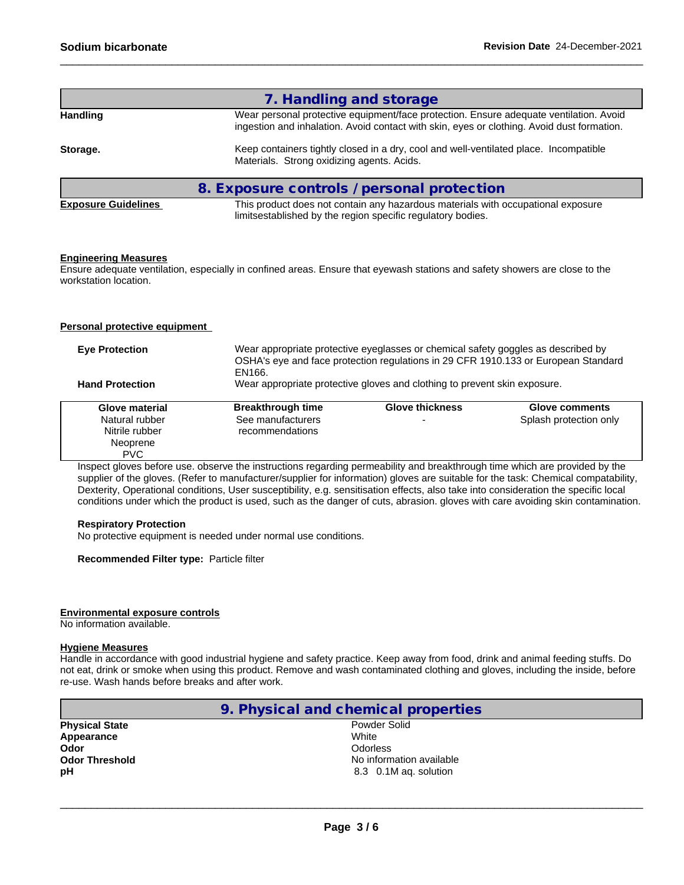## 7. Handling and storage

**Handling**
Wear personal protective equipment/face protection. Ensure adequate ventilation. Avoid ingestion and inhalation. Avoid contact with skin, eyes or clothing. Avoid dust formation.

**Storage.**
Keep containers tightly closed in a dry, cool and well-ventilated place. Incompatible Materials. Strong oxidizing agents. Acids.

## 8. Exposure controls / personal protection

**Exposure Guidelines**
This product does not contain any hazardous materials with occupational exposure limitsestablished by the region specific regulatory bodies.

**Engineering Measures**
Ensure adequate ventilation, especially in confined areas. Ensure that eyewash stations and safety showers are close to the workstation location.

**Personal protective equipment**

**Eye Protection**
Wear appropriate protective eyeglasses or chemical safety goggles as described by OSHA's eye and face protection regulations in 29 CFR 1910.133 or European Standard EN166.

**Hand Protection**
Wear appropriate protective gloves and clothing to prevent skin exposure.

| Glove material | Breakthrough time | Glove thickness | Glove comments |
|---|---|---|---|
| Natural rubber<br>Nitrile rubber<br>Neoprene<br>PVC | See manufacturers recommendations | - | Splash protection only |

Inspect gloves before use. observe the instructions regarding permeability and breakthrough time which are provided by the supplier of the gloves. (Refer to manufacturer/supplier for information) gloves are suitable for the task: Chemical compatability, Dexterity, Operational conditions, User susceptibility, e.g. sensitisation effects, also take into consideration the specific local conditions under which the product is used, such as the danger of cuts, abrasion. gloves with care avoiding skin contamination.

**Respiratory Protection**
No protective equipment is needed under normal use conditions.

**Recommended Filter type:** Particle filter

**Environmental exposure controls**
No information available.

**Hygiene Measures**
Handle in accordance with good industrial hygiene and safety practice. Keep away from food, drink and animal feeding stuffs. Do not eat, drink or smoke when using this product. Remove and wash contaminated clothing and gloves, including the inside, before re-use. Wash hands before breaks and after work.

## 9. Physical and chemical properties

| | |
|---|---|
| **Physical State** | Powder Solid |
| **Appearance** | White |
| **Odor** | Odorless |
| **Odor Threshold** | No information available |
| **pH** | 8.3 0.1M aq. solution |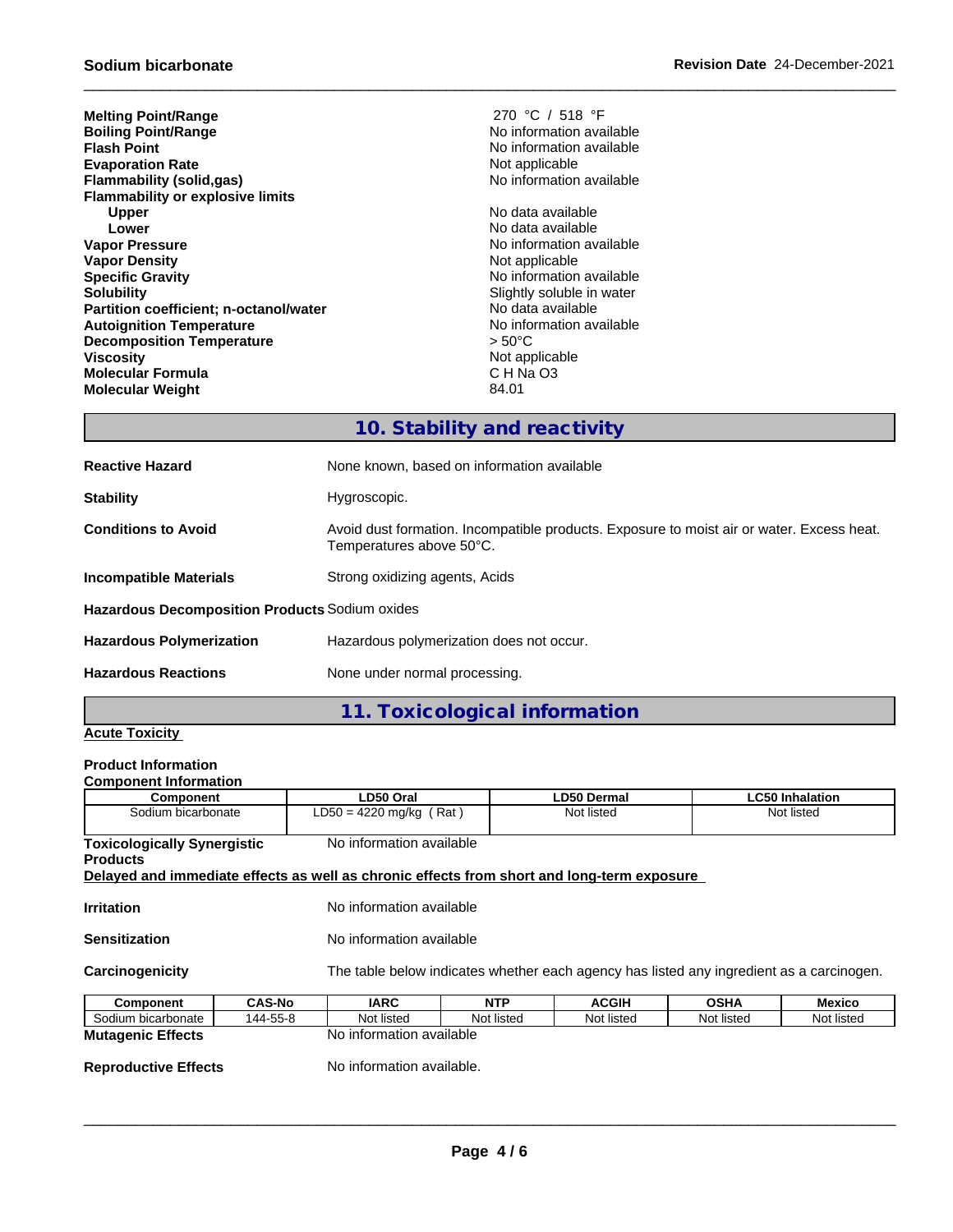| | |
|---|---|
| **Melting Point/Range** | 270 °C / 518 °F |
| **Boiling Point/Range** | No information available |
| **Flash Point** | No information available |
| **Evaporation Rate** | Not applicable |
| **Flammability (solid,gas)** | No information available |
| **Flammability or explosive limits** | |
| **Upper** | No data available |
| **Lower** | No data available |
| **Vapor Pressure** | No information available |
| **Vapor Density** | Not applicable |
| **Specific Gravity** | No information available |
| **Solubility** | Slightly soluble in water |
| **Partition coefficient; n-octanol/water** | No data available |
| **Autoignition Temperature** | No information available |
| **Decomposition Temperature** | > 50°C |
| **Viscosity** | Not applicable |
| **Molecular Formula** | C H Na O3 |
| **Molecular Weight** | 84.01 |

## 10. Stability and reactivity

**Reactive Hazard** None known, based on information available

**Stability** Hygroscopic.

**Conditions to Avoid** Avoid dust formation. Incompatible products. Exposure to moist air or water. Excess heat. Temperatures above 50°C.

**Incompatible Materials** Strong oxidizing agents, Acids

**Hazardous Decomposition Products** Sodium oxides

**Hazardous Polymerization** Hazardous polymerization does not occur.

**Hazardous Reactions** None under normal processing.

## 11. Toxicological information

**Acute Toxicity**

**Product Information**

**Component Information**

| Component | LD50 Oral | LD50 Dermal | LC50 Inhalation |
|---|---|---|---|
| Sodium bicarbonate | LD50 = 4220 mg/kg ( Rat ) | Not listed | Not listed |

**Toxicologically Synergistic Products** No information available

**Delayed and immediate effects as well as chronic effects from short and long-term exposure**

**Irritation** No information available

**Sensitization** No information available

**Carcinogenicity** The table below indicates whether each agency has listed any ingredient as a carcinogen.

| Component | CAS-No | IARC | NTP | ACGIH | OSHA | Mexico |
|---|---|---|---|---|---|---|
| Sodium bicarbonate | 144-55-8 | Not listed | Not listed | Not listed | Not listed | Not listed |

**Mutagenic Effects** No information available

**Reproductive Effects** No information available.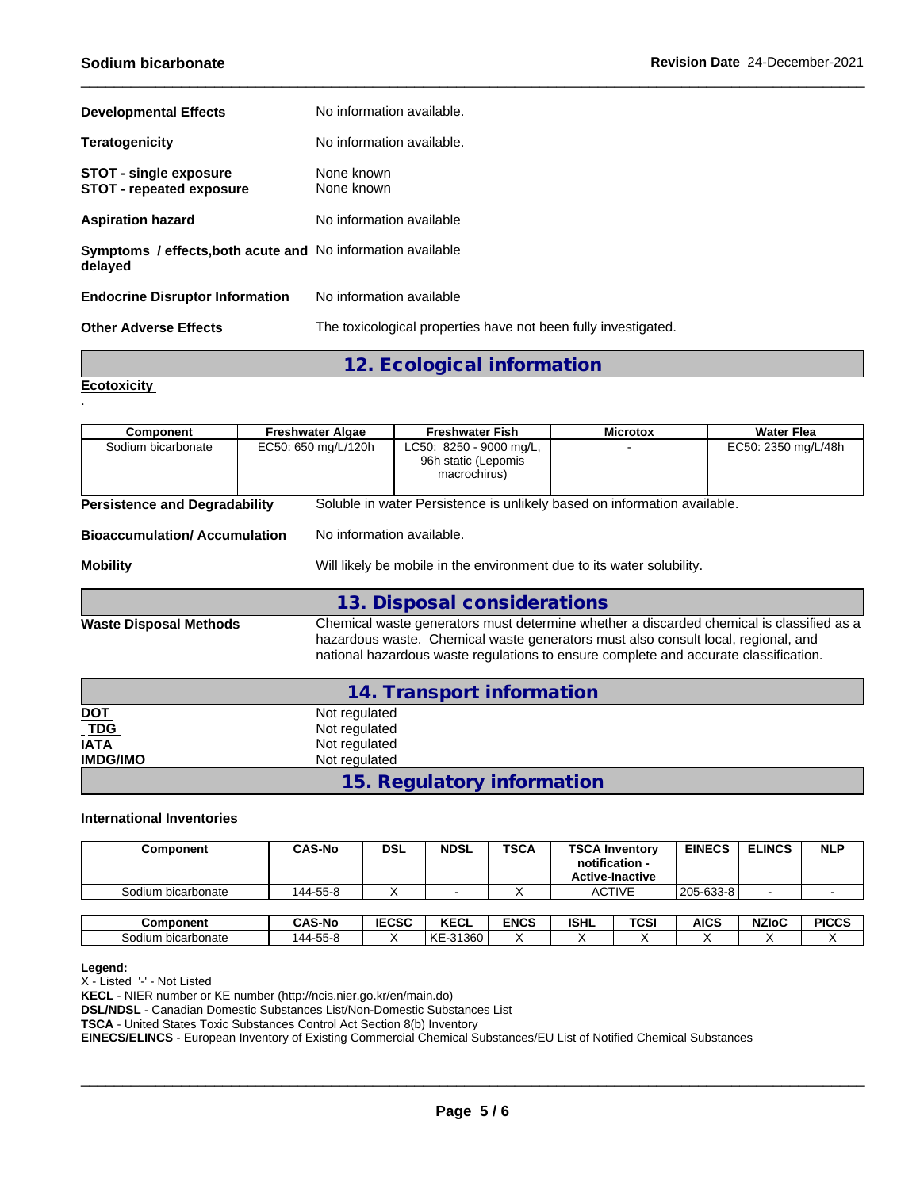**Developmental Effects** No information available.

**Teratogenicity** No information available.

**STOT - single exposure** None known
**STOT - repeated exposure** None known

**Aspiration hazard** No information available

**Symptoms / effects,both acute and delayed** No information available

**Endocrine Disruptor Information** No information available

**Other Adverse Effects** The toxicological properties have not been fully investigated.

## 12. Ecological information

**Ecotoxicity**

.

| Component | Freshwater Algae | Freshwater Fish | Microtox | Water Flea |
|---|---|---|---|---|
| Sodium bicarbonate | EC50: 650 mg/L/120h | LC50: 8250 - 9000 mg/L, 96h static (Lepomis macrochirus) | - | EC50: 2350 mg/L/48h |

**Persistence and Degradability** Soluble in water Persistence is unlikely based on information available.

**Bioaccumulation/ Accumulation** No information available.

**Mobility** Will likely be mobile in the environment due to its water solubility.

## 13. Disposal considerations

**Waste Disposal Methods** Chemical waste generators must determine whether a discarded chemical is classified as a hazardous waste. Chemical waste generators must also consult local, regional, and national hazardous waste regulations to ensure complete and accurate classification.

## 14. Transport information

**DOT** Not regulated
**TDG** Not regulated
**IATA** Not regulated
**IMDG/IMO** Not regulated

## 15. Regulatory information

**International Inventories**

| Component | CAS-No | DSL | NDSL | TSCA | TSCA Inventory notification - Active-Inactive | EINECS | ELINCS | NLP |
|---|---|---|---|---|---|---|---|---|
| Sodium bicarbonate | 144-55-8 | X | - | X | ACTIVE | 205-633-8 | - | - |

| Component | CAS-No | IECSC | KECL | ENCS | ISHL | TCSI | AICS | NZIoC | PICCS |
|---|---|---|---|---|---|---|---|---|---|
| Sodium bicarbonate | 144-55-8 | X | KE-31360 | X | X | X | X | X | X |

**Legend:**
X - Listed '-' - Not Listed
**KECL** - NIER number or KE number (http://ncis.nier.go.kr/en/main.do)
**DSL/NDSL** - Canadian Domestic Substances List/Non-Domestic Substances List
**TSCA** - United States Toxic Substances Control Act Section 8(b) Inventory
**EINECS/ELINCS** - European Inventory of Existing Commercial Chemical Substances/EU List of Notified Chemical Substances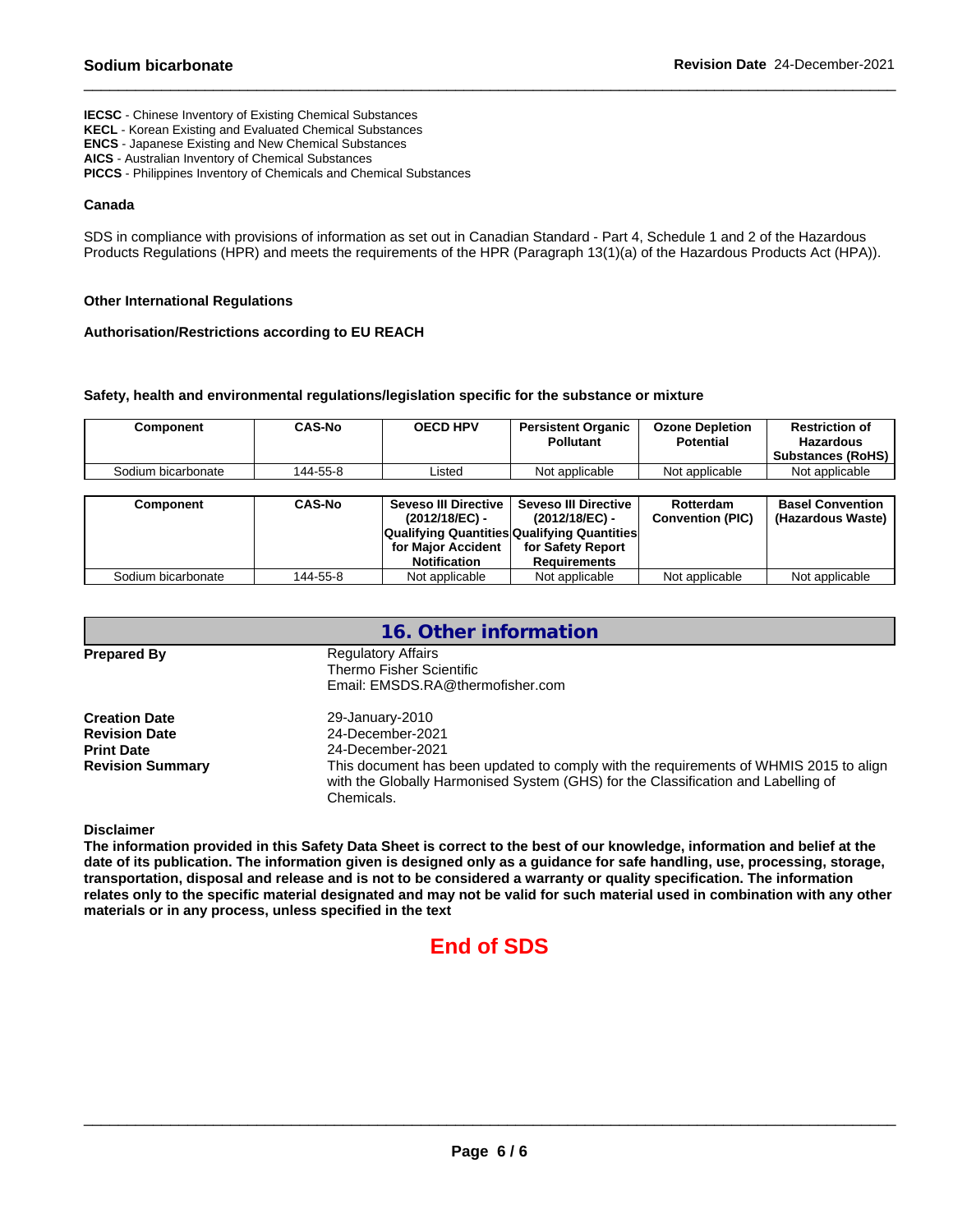**IECSC** - Chinese Inventory of Existing Chemical Substances
**KECL** - Korean Existing and Evaluated Chemical Substances
**ENCS** - Japanese Existing and New Chemical Substances
**AICS** - Australian Inventory of Chemical Substances
**PICCS** - Philippines Inventory of Chemicals and Chemical Substances

**Canada**

SDS in compliance with provisions of information as set out in Canadian Standard - Part 4, Schedule 1 and 2 of the Hazardous Products Regulations (HPR) and meets the requirements of the HPR (Paragraph 13(1)(a) of the Hazardous Products Act (HPA)).

**Other International Regulations**

**Authorisation/Restrictions according to EU REACH**

**Safety, health and environmental regulations/legislation specific for the substance or mixture**

| Component | CAS-No | OECD HPV | Persistent Organic Pollutant | Ozone Depletion Potential | Restriction of Hazardous Substances (RoHS) |
|---|---|---|---|---|---|
| Sodium bicarbonate | 144-55-8 | Listed | Not applicable | Not applicable | Not applicable |

| Component | CAS-No | Seveso III Directive (2012/18/EC) - Qualifying Quantities for Major Accident Notification | Seveso III Directive (2012/18/EC) - Qualifying Quantities for Safety Report Requirements | Rotterdam Convention (PIC) | Basel Convention (Hazardous Waste) |
|---|---|---|---|---|---|
| Sodium bicarbonate | 144-55-8 | Not applicable | Not applicable | Not applicable | Not applicable |

## 16. Other information

**Prepared By**
Regulatory Affairs
Thermo Fisher Scientific
Email: EMSDS.RA@thermofisher.com

**Creation Date** 29-January-2010
**Revision Date** 24-December-2021
**Print Date** 24-December-2021
**Revision Summary** This document has been updated to comply with the requirements of WHMIS 2015 to align with the Globally Harmonised System (GHS) for the Classification and Labelling of Chemicals.

**Disclaimer**
**The information provided in this Safety Data Sheet is correct to the best of our knowledge, information and belief at the date of its publication. The information given is designed only as a guidance for safe handling, use, processing, storage, transportation, disposal and release and is not to be considered a warranty or quality specification. The information relates only to the specific material designated and may not be valid for such material used in combination with any other materials or in any process, unless specified in the text**

**End of SDS**